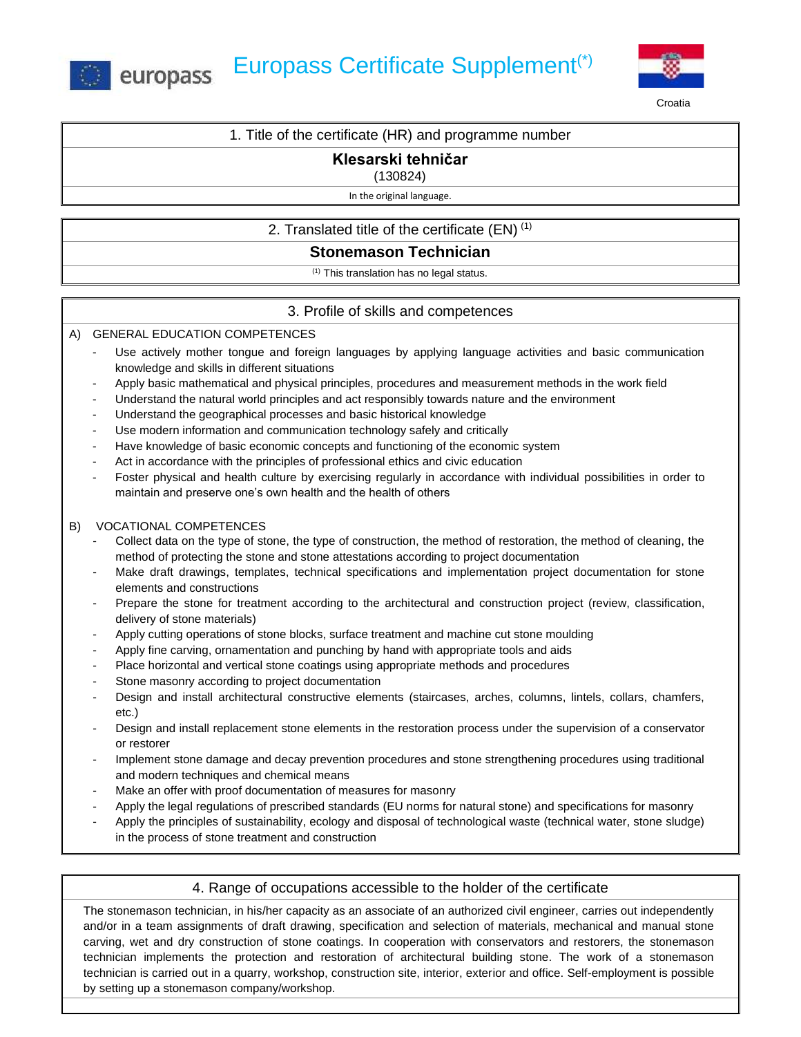# Europass Certificate Supplement(*)

Croatia

## 1. Title of the certificate (HR) and programme number

**Klesarski tehničar**

(130824)

In the original language.

## 2. Translated title of the certificate (EN) (1)

**Stonemason Technician**

(1) This translation has no legal status.

## 3. Profile of skills and competences

A) GENERAL EDUCATION COMPETENCES

- Use actively mother tongue and foreign languages by applying language activities and basic communication knowledge and skills in different situations
- Apply basic mathematical and physical principles, procedures and measurement methods in the work field
- Understand the natural world principles and act responsibly towards nature and the environment
- Understand the geographical processes and basic historical knowledge
- Use modern information and communication technology safely and critically
- Have knowledge of basic economic concepts and functioning of the economic system
- Act in accordance with the principles of professional ethics and civic education
- Foster physical and health culture by exercising regularly in accordance with individual possibilities in order to maintain and preserve one's own health and the health of others

B) VOCATIONAL COMPETENCES

- Collect data on the type of stone, the type of construction, the method of restoration, the method of cleaning, the method of protecting the stone and stone attestations according to project documentation
- Make draft drawings, templates, technical specifications and implementation project documentation for stone elements and constructions
- Prepare the stone for treatment according to the architectural and construction project (review, classification, delivery of stone materials)
- Apply cutting operations of stone blocks, surface treatment and machine cut stone moulding
- Apply fine carving, ornamentation and punching by hand with appropriate tools and aids
- Place horizontal and vertical stone coatings using appropriate methods and procedures
- Stone masonry according to project documentation
- Design and install architectural constructive elements (staircases, arches, columns, lintels, collars, chamfers, etc.)
- Design and install replacement stone elements in the restoration process under the supervision of a conservator or restorer
- Implement stone damage and decay prevention procedures and stone strengthening procedures using traditional and modern techniques and chemical means
- Make an offer with proof documentation of measures for masonry
- Apply the legal regulations of prescribed standards (EU norms for natural stone) and specifications for masonry
- Apply the principles of sustainability, ecology and disposal of technological waste (technical water, stone sludge) in the process of stone treatment and construction

## 4. Range of occupations accessible to the holder of the certificate

The stonemason technician, in his/her capacity as an associate of an authorized civil engineer, carries out independently and/or in a team assignments of draft drawing, specification and selection of materials, mechanical and manual stone carving, wet and dry construction of stone coatings. In cooperation with conservators and restorers, the stonemason technician implements the protection and restoration of architectural building stone. The work of a stonemason technician is carried out in a quarry, workshop, construction site, interior, exterior and office. Self-employment is possible by setting up a stonemason company/workshop.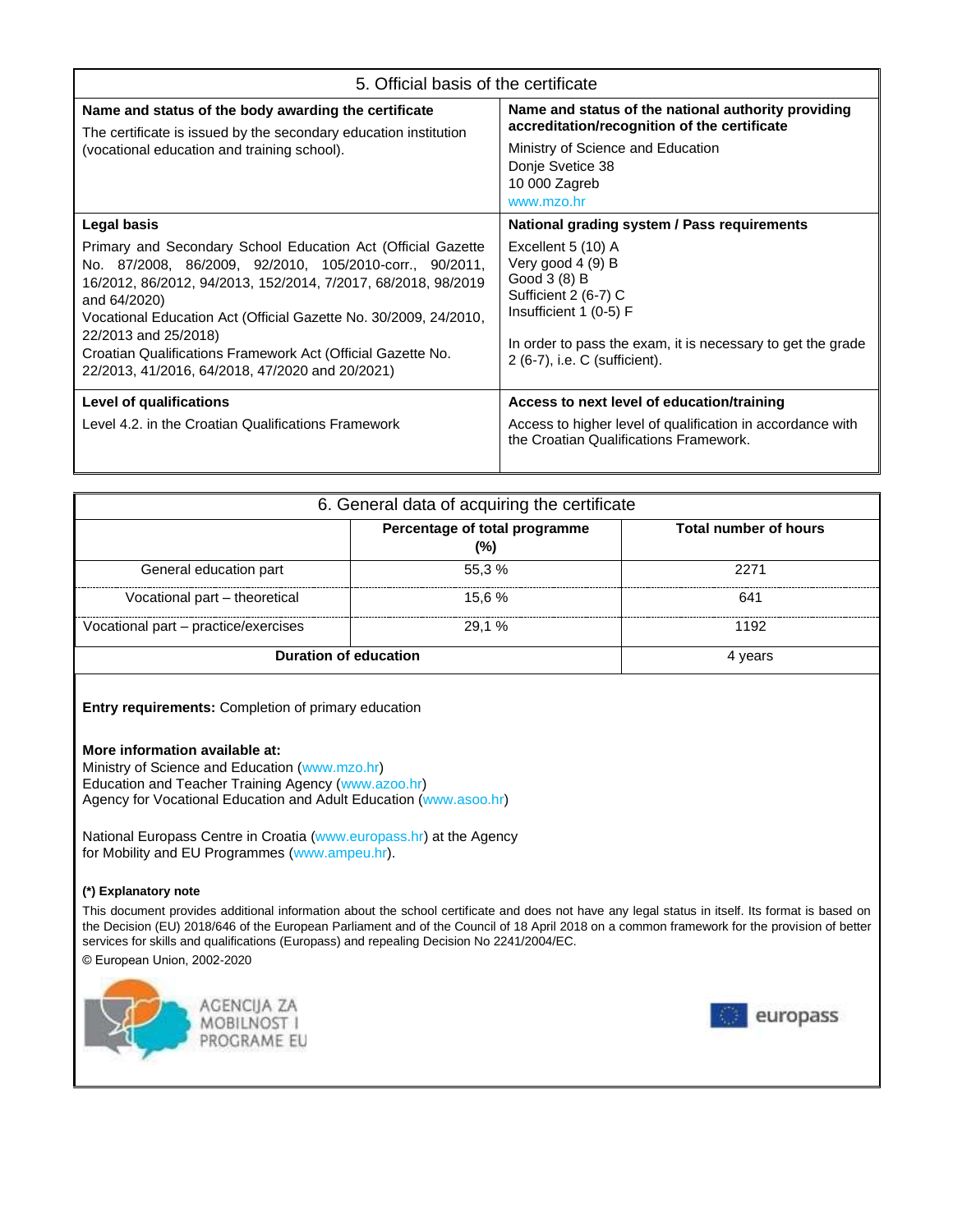## 5. Official basis of the certificate

| | |
|---|---|
| **Name and status of the body awarding the certificate**<br>The certificate is issued by the secondary education institution (vocational education and training school). | **Name and status of the national authority providing accreditation/recognition of the certificate**<br>Ministry of Science and Education<br>Donje Svetice 38<br>10 000 Zagreb<br>www.mzo.hr |
| **Legal basis**<br>Primary and Secondary School Education Act (Official Gazette No. 87/2008, 86/2009, 92/2010, 105/2010-corr., 90/2011, 16/2012, 86/2012, 94/2013, 152/2014, 7/2017, 68/2018, 98/2019 and 64/2020)<br>Vocational Education Act (Official Gazette No. 30/2009, 24/2010, 22/2013 and 25/2018)<br>Croatian Qualifications Framework Act (Official Gazette No. 22/2013, 41/2016, 64/2018, 47/2020 and 20/2021) | **National grading system / Pass requirements**<br>Excellent 5 (10) A<br>Very good 4 (9) B<br>Good 3 (8) B<br>Sufficient 2 (6-7) C<br>Insufficient 1 (0-5) F<br><br>In order to pass the exam, it is necessary to get the grade 2 (6-7), i.e. C (sufficient). |
| **Level of qualifications**<br>Level 4.2. in the Croatian Qualifications Framework | **Access to next level of education/training**<br>Access to higher level of qualification in accordance with the Croatian Qualifications Framework. |

## 6. General data of acquiring the certificate

| | Percentage of total programme (%) | Total number of hours |
|---|---|---|
| General education part | 55,3 % | 2271 |
| Vocational part – theoretical | 15,6 % | 641 |
| Vocational part – practice/exercises | 29,1 % | 1192 |
| **Duration of education** | | 4 years |

**Entry requirements:** Completion of primary education

**More information available at:**
Ministry of Science and Education (www.mzo.hr)
Education and Teacher Training Agency (www.azoo.hr)
Agency for Vocational Education and Adult Education (www.asoo.hr)

National Europass Centre in Croatia (www.europass.hr) at the Agency for Mobility and EU Programmes (www.ampeu.hr).

**(*) Explanatory note**

This document provides additional information about the school certificate and does not have any legal status in itself. Its format is based on the Decision (EU) 2018/646 of the European Parliament and of the Council of 18 April 2018 on a common framework for the provision of better services for skills and qualifications (Europass) and repealing Decision No 2241/2004/EC.

© European Union, 2002-2020

AGENCIJA ZA MOBILNOST I PROGRAME EU

europass